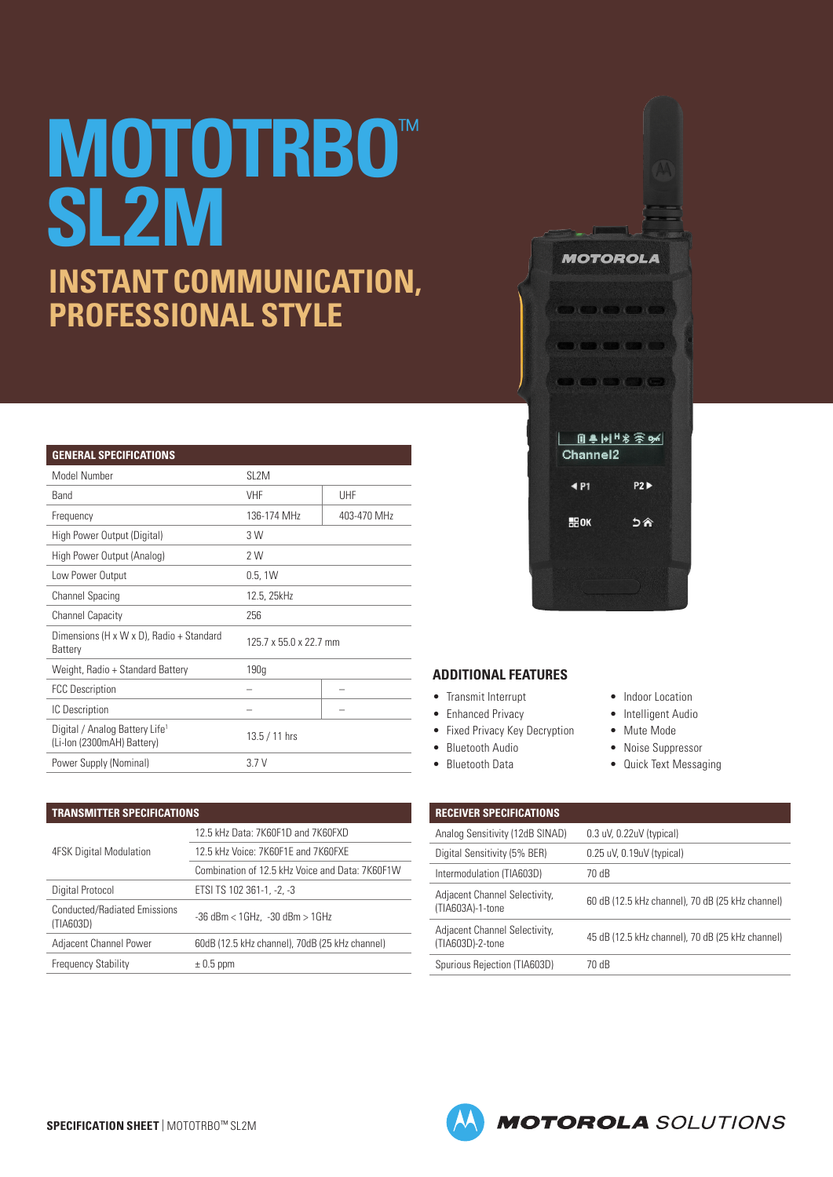# MOTOTRBO™ SL2M

## INSTANT COMMUNICATION, PROFESSIONAL STYLE

| GENERAL SPECIFICATIONS | | |
|---|---|---|
| Model Number | SL2M | |
| Band | VHF | UHF |
| Frequency | 136-174 MHz | 403-470 MHz |
| High Power Output (Digital) | 3 W | |
| High Power Output (Analog) | 2 W | |
| Low Power Output | 0.5, 1W | |
| Channel Spacing | 12.5, 25kHz | |
| Channel Capacity | 256 | |
| Dimensions (H x W x D), Radio + Standard Battery | 125.7 x 55.0 x 22.7 mm | |
| Weight, Radio + Standard Battery | 190g | |
| FCC Description | – | – |
| IC Description | – | – |
| Digital / Analog Battery Life[1] (Li-Ion (2300mAH) Battery) | 13.5 / 11 hrs | |
| Power Supply (Nominal) | 3.7 V | |

## ADDITIONAL FEATURES

- Transmit Interrupt
- Enhanced Privacy
- Fixed Privacy Key Decryption
- Bluetooth Audio
- Bluetooth Data
- Indoor Location
- Intelligent Audio
- Mute Mode
- Noise Suppressor
- Quick Text Messaging

| TRANSMITTER SPECIFICATIONS | |
|---|---|
| 4FSK Digital Modulation | 12.5 kHz Data: 7K60F1D and 7K60FXD |
| | 12.5 kHz Voice: 7K60F1E and 7K60FXE |
| | Combination of 12.5 kHz Voice and Data: 7K60F1W |
| Digital Protocol | ETSI TS 102 361-1, -2, -3 |
| Conducted/Radiated Emissions (TIA603D) | -36 dBm < 1GHz, -30 dBm > 1GHz |
| Adjacent Channel Power | 60dB (12.5 kHz channel), 70dB (25 kHz channel) |
| Frequency Stability | ± 0.5 ppm |

| RECEIVER SPECIFICATIONS | |
|---|---|
| Analog Sensitivity (12dB SINAD) | 0.3 uV, 0.22uV (typical) |
| Digital Sensitivity (5% BER) | 0.25 uV, 0.19uV (typical) |
| Intermodulation (TIA603D) | 70 dB |
| Adjacent Channel Selectivity, (TIA603A)-1-tone | 60 dB (12.5 kHz channel), 70 dB (25 kHz channel) |
| Adjacent Channel Selectivity, (TIA603D)-2-tone | 45 dB (12.5 kHz channel), 70 dB (25 kHz channel) |
| Spurious Rejection (TIA603D) | 70 dB |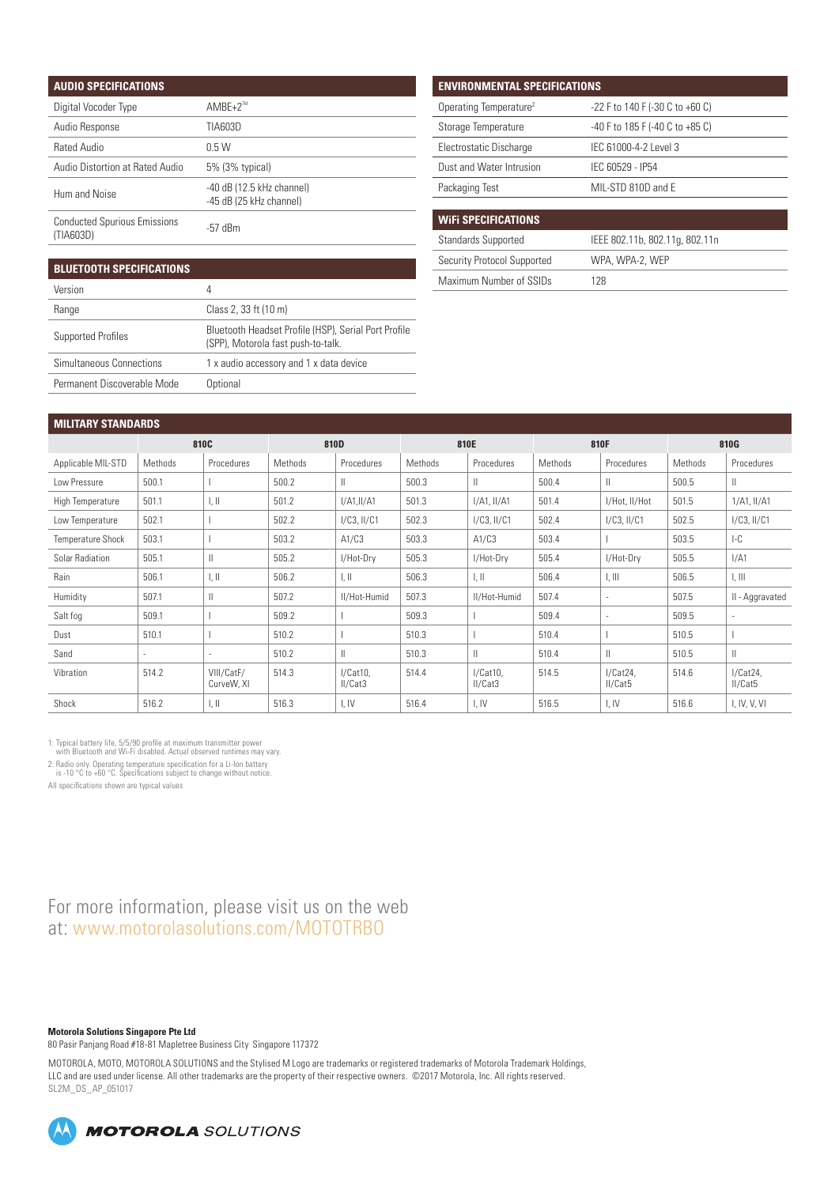## AUDIO SPECIFICATIONS

| | |
|---|---|
| Digital Vocoder Type | AMBE+2™ |
| Audio Response | TIA603D |
| Rated Audio | 0.5 W |
| Audio Distortion at Rated Audio | 5% (3% typical) |
| Hum and Noise | -40 dB (12.5 kHz channel)<br>-45 dB (25 kHz channel) |
| Conducted Spurious Emissions (TIA603D) | -57 dBm |

## BLUETOOTH SPECIFICATIONS

| | |
|---|---|
| Version | 4 |
| Range | Class 2, 33 ft (10 m) |
| Supported Profiles | Bluetooth Headset Profile (HSP), Serial Port Profile (SPP), Motorola fast push-to-talk. |
| Simultaneous Connections | 1 x audio accessory and 1 x data device |
| Permanent Discoverable Mode | Optional |

## ENVIRONMENTAL SPECIFICATIONS

| | |
|---|---|
| Operating Temperature[2] | -22 F to 140 F (-30 C to +60 C) |
| Storage Temperature | -40 F to 185 F (-40 C to +85 C) |
| Electrostatic Discharge | IEC 61000-4-2 Level 3 |
| Dust and Water Intrusion | IEC 60529 - IP54 |
| Packaging Test | MIL-STD 810D and E |

## WiFi SPECIFICATIONS

| | |
|---|---|
| Standards Supported | IEEE 802.11b, 802.11g, 802.11n |
| Security Protocol Supported | WPA, WPA-2, WEP |
| Maximum Number of SSIDs | 128 |

## MILITARY STANDARDS

| | 810C | | 810D | | 810E | | 810F | | 810G | |
|---|---|---|---|---|---|---|---|---|---|---|
| Applicable MIL-STD | Methods | Procedures | Methods | Procedures | Methods | Procedures | Methods | Procedures | Methods | Procedures |
| Low Pressure | 500.1 | I | 500.2 | II | 500.3 | II | 500.4 | II | 500.5 | II |
| High Temperature | 501.1 | I, II | 501.2 | I/A1,II/A1 | 501.3 | I/A1, II/A1 | 501.4 | I/Hot, II/Hot | 501.5 | 1/A1, II/A1 |
| Low Temperature | 502.1 | I | 502.2 | I/C3, II/C1 | 502.3 | I/C3, II/C1 | 502.4 | I/C3, II/C1 | 502.5 | I/C3, II/C1 |
| Temperature Shock | 503.1 | I | 503.2 | A1/C3 | 503.3 | A1/C3 | 503.4 | I | 503.5 | I-C |
| Solar Radiation | 505.1 | II | 505.2 | I/Hot-Dry | 505.3 | I/Hot-Dry | 505.4 | I/Hot-Dry | 505.5 | I/A1 |
| Rain | 506.1 | I, II | 506.2 | I, II | 506.3 | I, II | 506.4 | I, III | 506.5 | I, III |
| Humidity | 507.1 | II | 507.2 | II/Hot-Humid | 507.3 | II/Hot-Humid | 507.4 | - | 507.5 | II - Aggravated |
| Salt fog | 509.1 | I | 509.2 | I | 509.3 | I | 509.4 | - | 509.5 | - |
| Dust | 510.1 | I | 510.2 | I | 510.3 | I | 510.4 | I | 510.5 | I |
| Sand | - | - | 510.2 | II | 510.3 | II | 510.4 | II | 510.5 | II |
| Vibration | 514.2 | VIII/CatF/ CurveW, XI | 514.3 | I/Cat10, II/Cat3 | 514.4 | I/Cat10, II/Cat3 | 514.5 | I/Cat24, II/Cat5 | 514.6 | I/Cat24, II/Cat5 |
| Shock | 516.2 | I, II | 516.3 | I, IV | 516.4 | I, IV | 516.5 | I, IV | 516.6 | I, IV, V, VI |

1: Typical battery life, 5/5/90 profile at maximum transmitter power with Bluetooth and Wi-Fi disabled. Actual observed runtimes may vary.

2: Radio only. Operating temperature specification for a Li-Ion battery is -10 °C to +60 °C. Specifications subject to change without notice.

All specifications shown are typical values

For more information, please visit us on the web at: www.motorolasolutions.com/MOTOTRBO

**Motorola Solutions Singapore Pte Ltd**
80 Pasir Panjang Road #18-81 Mapletree Business City Singapore 117372

MOTOROLA, MOTO, MOTOROLA SOLUTIONS and the Stylised M Logo are trademarks or registered trademarks of Motorola Trademark Holdings, LLC and are used under license. All other trademarks are the property of their respective owners. ©2017 Motorola, Inc. All rights reserved.
SL2M_DS_AP_051017

MOTOROLA SOLUTIONS